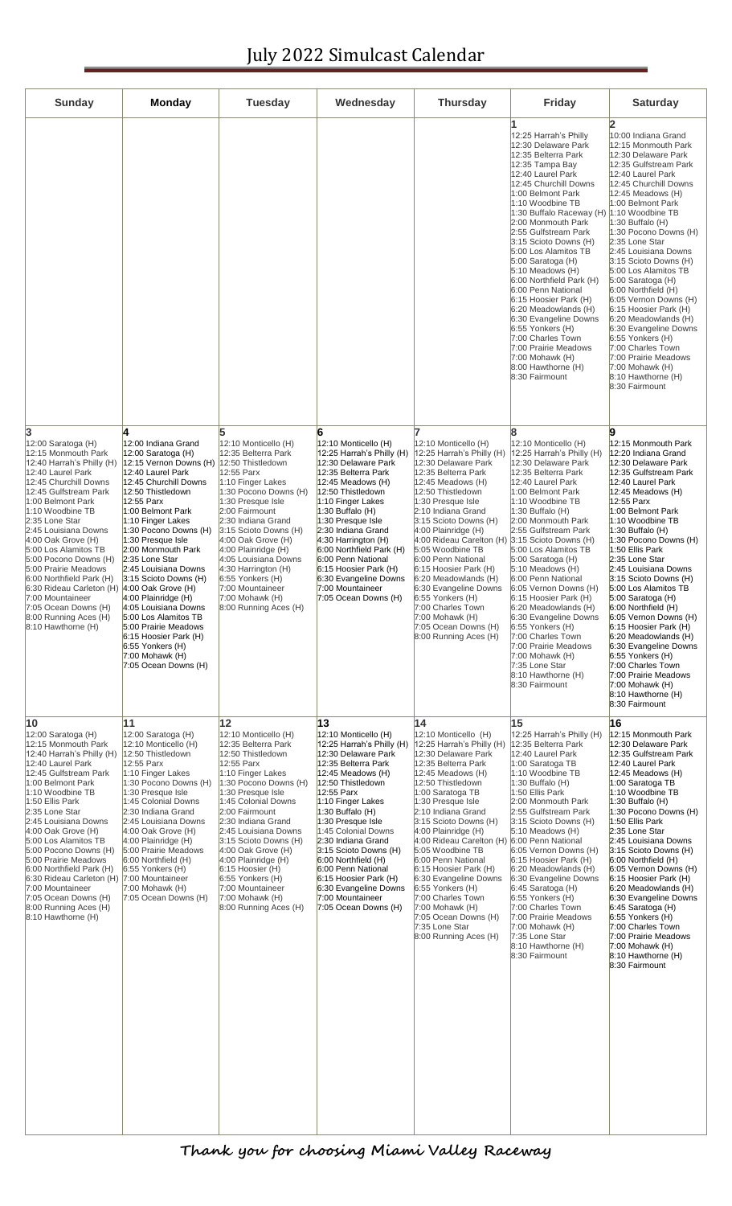# July 2022 Simulcast Calendar

| Sunday | Monday | Tuesday | Wednesday | Thursday | Friday | Saturday |
|---|---|---|---|---|---|---|
| | | | | | **1**<br>12:25 Harrah's Philly<br>12:30 Delaware Park<br>12:35 Belterra Park<br>12:35 Tampa Bay<br>12:40 Laurel Park<br>12:45 Churchill Downs<br>1:00 Belmont Park<br>1:10 Woodbine TB<br>1:30 Buffalo Raceway (H)<br>2:00 Monmouth Park<br>2:55 Gulfstream Park<br>3:15 Scioto Downs (H)<br>5:00 Los Alamitos TB<br>5:00 Saratoga (H)<br>5:10 Meadows (H)<br>6:00 Northfield Park (H)<br>6:00 Penn National<br>6:15 Hoosier Park (H)<br>6:20 Meadowlands (H)<br>6:30 Evangeline Downs<br>6:55 Yonkers (H)<br>7:00 Charles Town<br>7:00 Prairie Meadows<br>7:00 Mohawk (H)<br>8:00 Hawthorne (H)<br>8:30 Fairmount | **2**<br>10:00 Indiana Grand<br>12:15 Monmouth Park<br>12:30 Delaware Park<br>12:35 Gulfstream Park<br>12:40 Laurel Park<br>12:45 Churchill Downs<br>12:45 Meadows (H)<br>1:00 Belmont Park<br>1:10 Woodbine TB<br>1:30 Buffalo (H)<br>1:30 Pocono Downs (H)<br>2:35 Lone Star<br>2:45 Louisiana Downs<br>3:15 Scioto Downs (H)<br>5:00 Los Alamitos TB<br>5:00 Saratoga (H)<br>6:00 Northfield (H)<br>6:05 Vernon Downs (H)<br>6:15 Hoosier Park (H)<br>6:20 Meadowlands (H)<br>6:30 Evangeline Downs<br>6:55 Yonkers (H)<br>7:00 Charles Town<br>7:00 Prairie Meadows<br>7:00 Mohawk (H)<br>8:10 Hawthorne (H)<br>8:30 Fairmount |
| **3**<br>12:00 Saratoga (H)<br>12:15 Monmouth Park<br>12:40 Harrah's Philly (H)<br>12:40 Laurel Park<br>12:45 Churchill Downs<br>12:45 Gulfstream Park<br>1:00 Belmont Park<br>1:10 Woodbine TB<br>2:35 Lone Star<br>2:45 Louisiana Downs<br>4:00 Oak Grove (H)<br>5:00 Los Alamitos TB<br>5:00 Pocono Downs (H)<br>5:00 Prairie Meadows<br>6:00 Northfield Park (H)<br>6:30 Rideau Carleton (H)<br>7:00 Mountaineer<br>7:05 Ocean Downs (H)<br>8:00 Running Aces (H)<br>8:10 Hawthorne (H) | **4**<br>12:00 Indiana Grand<br>12:00 Saratoga (H)<br>12:15 Vernon Downs (H)<br>12:40 Laurel Park<br>12:45 Churchill Downs<br>12:50 Thistledown<br>12:55 Parx<br>1:00 Belmont Park<br>1:10 Finger Lakes<br>1:30 Pocono Downs (H)<br>1:30 Presque Isle<br>2:00 Monmouth Park<br>2:35 Lone Star<br>2:45 Louisiana Downs<br>3:15 Scioto Downs (H)<br>4:00 Oak Grove (H)<br>4:00 Plainridge (H)<br>4:05 Louisiana Downs<br>5:00 Los Alamitos TB<br>5:00 Prairie Meadows<br>6:15 Hoosier Park (H)<br>6:55 Yonkers (H)<br>7:00 Mohawk (H)<br>7:05 Ocean Downs (H) | **5**<br>12:10 Monticello (H)<br>12:35 Belterra Park<br>12:50 Thistledown<br>12:55 Parx<br>1:10 Finger Lakes<br>1:30 Pocono Downs (H)<br>1:30 Presque Isle<br>2:00 Fairmount<br>2:30 Indiana Grand<br>3:15 Scioto Downs (H)<br>4:00 Oak Grove (H)<br>4:00 Plainridge (H)<br>4:05 Louisiana Downs<br>4:30 Harrington (H)<br>6:55 Yonkers (H)<br>7:00 Mountaineer<br>7:00 Mohawk (H)<br>8:00 Running Aces (H) | **6**<br>12:10 Monticello (H)<br>12:25 Harrah's Philly (H)<br>12:30 Delaware Park<br>12:35 Belterra Park<br>12:45 Meadows (H)<br>12:50 Thistledown<br>1:10 Finger Lakes<br>1:30 Buffalo (H)<br>1:30 Presque Isle<br>2:30 Indiana Grand<br>4:30 Harrington (H)<br>6:00 Northfield Park (H)<br>6:00 Penn National<br>6:15 Hoosier Park (H)<br>6:30 Evangeline Downs<br>7:00 Mountaineer<br>7:05 Ocean Downs (H) | **7**<br>12:10 Monticello (H)<br>12:25 Harrah's Philly (H)<br>12:30 Delaware Park<br>12:35 Belterra Park<br>12:45 Meadows (H)<br>12:50 Thistledown<br>1:30 Presque Isle<br>2:10 Indiana Grand<br>3:15 Scioto Downs (H)<br>4:00 Plainridge (H)<br>4:00 Rideau Carelton (H)<br>5:05 Woodbine TB<br>6:00 Penn National<br>6:15 Hoosier Park (H)<br>6:20 Meadowlands (H)<br>6:30 Evangeline Downs<br>6:55 Yonkers (H)<br>7:00 Charles Town<br>7:00 Mohawk (H)<br>7:05 Ocean Downs (H)<br>8:00 Running Aces (H) | **8**<br>12:10 Monticello (H)<br>12:25 Harrah's Philly (H)<br>12:30 Delaware Park<br>12:35 Belterra Park<br>12:40 Laurel Park<br>1:00 Belmont Park<br>1:10 Woodbine TB<br>1:30 Buffalo (H)<br>2:00 Monmouth Park<br>2:55 Gulfstream Park<br>3:15 Scioto Downs (H)<br>5:00 Los Alamitos TB<br>5:00 Saratoga (H)<br>5:10 Meadows (H)<br>6:00 Penn National<br>6:05 Vernon Downs (H)<br>6:15 Hoosier Park (H)<br>6:20 Meadowlands (H)<br>6:30 Evangeline Downs<br>6:55 Yonkers (H)<br>7:00 Charles Town<br>7:00 Prairie Meadows<br>7:00 Mohawk (H)<br>7:35 Lone Star<br>8:10 Hawthorne (H)<br>8:30 Fairmount | **9**<br>12:15 Monmouth Park<br>12:20 Indiana Grand<br>12:30 Delaware Park<br>12:35 Gulfstream Park<br>12:40 Laurel Park<br>12:45 Meadows (H)<br>12:55 Parx<br>1:00 Belmont Park<br>1:10 Woodbine TB<br>1:30 Buffalo (H)<br>1:30 Pocono Downs (H)<br>1:50 Ellis Park<br>2:35 Lone Star<br>2:45 Louisiana Downs<br>3:15 Scioto Downs (H)<br>5:00 Los Alamitos TB<br>5:00 Saratoga (H)<br>6:00 Northfield (H)<br>6:05 Vernon Downs (H)<br>6:15 Hoosier Park (H)<br>6:20 Meadowlands (H)<br>6:30 Evangeline Downs<br>6:55 Yonkers (H)<br>7:00 Charles Town<br>7:00 Prairie Meadows<br>7:00 Mohawk (H)<br>8:10 Hawthorne (H)<br>8:30 Fairmount |
| **10**<br>12:00 Saratoga (H)<br>12:15 Monmouth Park<br>12:40 Harrah's Philly (H)<br>12:40 Laurel Park<br>12:45 Gulfstream Park<br>1:00 Belmont Park<br>1:10 Woodbine TB<br>1:50 Ellis Park<br>2:35 Lone Star<br>2:45 Louisiana Downs<br>4:00 Oak Grove (H)<br>5:00 Los Alamitos TB<br>5:00 Pocono Downs (H)<br>5:00 Prairie Meadows<br>6:00 Northfield Park (H)<br>6:30 Rideau Carleton (H)<br>7:00 Mountaineer<br>7:05 Ocean Downs (H)<br>8:00 Running Aces (H)<br>8:10 Hawthorne (H) | **11**<br>12:00 Saratoga (H)<br>12:10 Monticello (H)<br>12:50 Thistledown<br>12:55 Parx<br>1:10 Finger Lakes<br>1:30 Pocono Downs (H)<br>1:30 Presque Isle<br>1:45 Colonial Downs<br>2:30 Indiana Grand<br>2:45 Louisiana Downs<br>4:00 Oak Grove (H)<br>4:00 Plainridge (H)<br>5:00 Prairie Meadows<br>6:00 Northfield (H)<br>6:55 Yonkers (H)<br>7:00 Mountaineer<br>7:00 Mohawk (H)<br>7:05 Ocean Downs (H) | **12**<br>12:10 Monticello (H)<br>12:35 Belterra Park<br>12:50 Thistledown<br>12:55 Parx<br>1:10 Finger Lakes<br>1:30 Pocono Downs (H)<br>1:30 Presque Isle<br>1:45 Colonial Downs<br>2:00 Fairmount<br>2:30 Indiana Grand<br>2:45 Louisiana Downs<br>3:15 Scioto Downs (H)<br>4:00 Oak Grove (H)<br>4:00 Plainridge (H)<br>6:15 Hoosier (H)<br>6:55 Yonkers (H)<br>7:00 Mountaineer<br>7:00 Mohawk (H)<br>8:00 Running Aces (H) | **13**<br>12:10 Monticello (H)<br>12:25 Harrah's Philly (H)<br>12:30 Delaware Park<br>12:35 Belterra Park<br>12:45 Meadows (H)<br>12:50 Thistledown<br>12:55 Parx<br>1:10 Finger Lakes<br>1:30 Buffalo (H)<br>1:30 Presque Isle<br>1:45 Colonial Downs<br>2:30 Indiana Grand<br>3:15 Scioto Downs (H)<br>6:00 Northfield (H)<br>6:00 Penn National<br>6:15 Hoosier Park (H)<br>6:30 Evangeline Downs<br>7:00 Mountaineer<br>7:05 Ocean Downs (H) | **14**<br>12:10 Monticello (H)<br>12:25 Harrah's Philly (H)<br>12:30 Delaware Park<br>12:35 Belterra Park<br>12:45 Meadows (H)<br>12:50 Thistledown<br>1:00 Saratoga TB<br>1:30 Presque Isle<br>2:10 Indiana Grand<br>3:15 Scioto Downs (H)<br>4:00 Plainridge (H)<br>4:00 Rideau Carelton (H)<br>5:05 Woodbine TB<br>6:00 Penn National<br>6:15 Hoosier Park (H)<br>6:30 Evangeline Downs<br>6:55 Yonkers (H)<br>7:00 Charles Town<br>7:00 Mohawk (H)<br>7:05 Ocean Downs (H)<br>7:35 Lone Star<br>8:00 Running Aces (H) | **15**<br>12:25 Harrah's Philly (H)<br>12:35 Belterra Park<br>12:40 Laurel Park<br>1:00 Saratoga TB<br>1:10 Woodbine TB<br>1:30 Buffalo (H)<br>1:50 Ellis Park<br>2:00 Monmouth Park<br>2:55 Gulfstream Park<br>3:15 Scioto Downs (H)<br>5:10 Meadows (H)<br>6:00 Penn National<br>6:05 Vernon Downs (H)<br>6:15 Hoosier Park (H)<br>6:20 Meadowlands (H)<br>6:30 Evangeline Downs<br>6:45 Saratoga (H)<br>6:55 Yonkers (H)<br>7:00 Charles Town<br>7:00 Prairie Meadows<br>7:00 Mohawk (H)<br>7:35 Lone Star<br>8:10 Hawthorne (H)<br>8:30 Fairmount | **16**<br>12:15 Monmouth Park<br>12:30 Delaware Park<br>12:35 Gulfstream Park<br>12:40 Laurel Park<br>12:45 Meadows (H)<br>1:00 Saratoga TB<br>1:10 Woodbine TB<br>1:30 Buffalo (H)<br>1:30 Pocono Downs (H)<br>1:50 Ellis Park<br>2:35 Lone Star<br>2:45 Louisiana Downs<br>3:15 Scioto Downs (H)<br>6:00 Northfield (H)<br>6:05 Vernon Downs (H)<br>6:15 Hoosier Park (H)<br>6:20 Meadowlands (H)<br>6:30 Evangeline Downs<br>6:45 Saratoga (H)<br>6:55 Yonkers (H)<br>7:00 Charles Town<br>7:00 Prairie Meadows<br>7:00 Mohawk (H)<br>8:10 Hawthorne (H)<br>8:30 Fairmount |

**Thank you for choosing Miami Valley Raceway**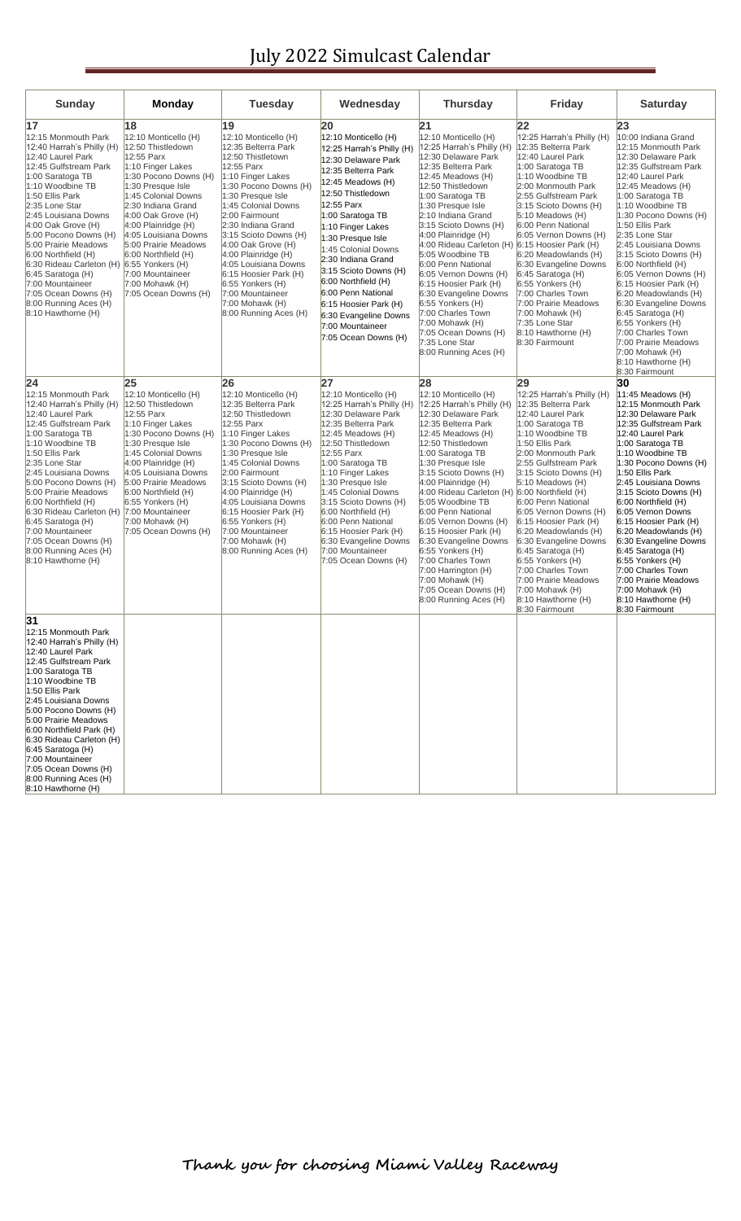# July 2022 Simulcast Calendar

| Sunday | Monday | Tuesday | Wednesday | Thursday | Friday | Saturday |
|---|---|---|---|---|---|---|
| **17**<br>12:15 Monmouth Park<br>12:40 Harrah's Philly (H)<br>12:40 Laurel Park<br>12:45 Gulfstream Park<br>1:00 Saratoga TB<br>1:10 Woodbine TB<br>1:50 Ellis Park<br>2:35 Lone Star<br>2:45 Louisiana Downs<br>4:00 Oak Grove (H)<br>5:00 Pocono Downs (H)<br>5:00 Prairie Meadows<br>6:00 Northfield (H)<br>6:30 Rideau Carleton (H)<br>6:45 Saratoga (H)<br>7:00 Mountaineer<br>7:05 Ocean Downs (H)<br>8:00 Running Aces (H)<br>8:10 Hawthorne (H) | **18**<br>12:10 Monticello (H)<br>12:50 Thistledown<br>12:55 Parx<br>1:10 Finger Lakes<br>1:30 Pocono Downs (H)<br>1:30 Presque Isle<br>1:45 Colonial Downs<br>2:30 Indiana Grand<br>4:00 Oak Grove (H)<br>4:00 Plainridge (H)<br>4:05 Louisiana Downs<br>5:00 Prairie Meadows<br>6:00 Northfield (H)<br>6:55 Yonkers (H)<br>7:00 Mountaineer<br>7:00 Mohawk (H)<br>7:05 Ocean Downs (H) | **19**<br>12:10 Monticello (H)<br>12:35 Belterra Park<br>12:50 Thistletown<br>12:55 Parx<br>1:10 Finger Lakes<br>1:30 Pocono Downs (H)<br>1:30 Presque Isle<br>1:45 Colonial Downs<br>2:00 Fairmount<br>2:30 Indiana Grand<br>3:15 Scioto Downs (H)<br>4:00 Oak Grove (H)<br>4:00 Plainridge (H)<br>4:05 Louisiana Downs<br>6:15 Hoosier Park (H)<br>6:55 Yonkers (H)<br>7:00 Mountaineer<br>7:00 Mohawk (H)<br>8:00 Running Aces (H) | **20**<br>12:10 Monticello (H)<br>12:25 Harrah's Philly (H)<br>12:30 Delaware Park<br>12:35 Belterra Park<br>12:45 Meadows (H)<br>12:50 Thistledown<br>12:55 Parx<br>1:00 Saratoga TB<br>1:10 Finger Lakes<br>1:30 Presque Isle<br>1:45 Colonial Downs<br>2:30 Indiana Grand<br>3:15 Scioto Downs (H)<br>6:00 Northfield (H)<br>6:00 Penn National<br>6:15 Hoosier Park (H)<br>6:30 Evangeline Downs<br>7:00 Mountaineer<br>7:05 Ocean Downs (H) | **21**<br>12:10 Monticello (H)<br>12:25 Harrah's Philly (H)<br>12:30 Delaware Park<br>12:35 Belterra Park<br>12:45 Meadows (H)<br>12:50 Thistledown<br>1:00 Saratoga TB<br>1:30 Presque Isle<br>2:10 Indiana Grand<br>3:15 Scioto Downs (H)<br>4:00 Plainridge (H)<br>4:00 Rideau Carleton (H)<br>5:05 Woodbine TB<br>6:00 Penn National<br>6:05 Vernon Downs (H)<br>6:15 Hoosier Park (H)<br>6:30 Evangeline Downs<br>6:55 Yonkers (H)<br>7:00 Charles Town<br>7:00 Mohawk (H)<br>7:05 Ocean Downs (H)<br>7:35 Lone Star<br>8:00 Running Aces (H) | **22**<br>12:25 Harrah's Philly (H)<br>12:35 Belterra Park<br>12:40 Laurel Park<br>1:00 Saratoga TB<br>1:10 Woodbine TB<br>2:00 Monmouth Park<br>2:55 Gulfstream Park<br>3:15 Scioto Downs (H)<br>5:10 Meadows (H)<br>6:00 Penn National<br>6:05 Vernon Downs (H)<br>6:15 Hoosier Park (H)<br>6:20 Meadowlands (H)<br>6:30 Evangeline Downs<br>6:45 Saratoga (H)<br>6:55 Yonkers (H)<br>7:00 Charles Town<br>7:00 Prairie Meadows<br>7:00 Mohawk (H)<br>7:35 Lone Star<br>8:10 Hawthorne (H)<br>8:30 Fairmount | **23**<br>10:00 Indiana Grand<br>12:15 Monmouth Park<br>12:30 Delaware Park<br>12:35 Gulfstream Park<br>12:40 Laurel Park<br>12:45 Meadows (H)<br>1:00 Saratoga TB<br>1:10 Woodbine TB<br>1:30 Pocono Downs (H)<br>1:50 Ellis Park<br>2:35 Lone Star<br>2:45 Louisiana Downs<br>3:15 Scioto Downs (H)<br>6:00 Northfield (H)<br>6:05 Vernon Downs (H)<br>6:15 Hoosier Park (H)<br>6:20 Meadowlands (H)<br>6:30 Evangeline Downs<br>6:45 Saratoga (H)<br>6:55 Yonkers (H)<br>7:00 Charles Town<br>7:00 Prairie Meadows<br>7:00 Mohawk (H)<br>8:10 Hawthorne (H)<br>8:30 Fairmount |
| **24**<br>12:15 Monmouth Park<br>12:40 Harrah's Philly (H)<br>12:40 Laurel Park<br>12:45 Gulfstream Park<br>1:00 Saratoga TB<br>1:10 Woodbine TB<br>1:50 Ellis Park<br>2:35 Lone Star<br>2:45 Louisiana Downs<br>5:00 Pocono Downs (H)<br>5:00 Prairie Meadows<br>6:00 Northfield (H)<br>6:30 Rideau Carleton (H)<br>6:45 Saratoga (H)<br>7:00 Mountaineer<br>7:05 Ocean Downs (H)<br>8:00 Running Aces (H)<br>8:10 Hawthorne (H) | **25**<br>12:10 Monticello (H)<br>12:50 Thistledown<br>12:55 Parx<br>1:10 Finger Lakes<br>1:30 Pocono Downs (H)<br>1:30 Presque Isle<br>1:45 Colonial Downs<br>4:00 Plainridge (H)<br>4:05 Louisiana Downs<br>5:00 Prairie Meadows<br>6:00 Northfield (H)<br>6:55 Yonkers (H)<br>7:00 Mountaineer<br>7:00 Mohawk (H)<br>7:05 Ocean Downs (H) | **26**<br>12:10 Monticello (H)<br>12:35 Belterra Park<br>12:50 Thistledown<br>12:55 Parx<br>1:10 Finger Lakes<br>1:30 Pocono Downs (H)<br>1:30 Presque Isle<br>1:45 Colonial Downs<br>2:00 Fairmount<br>3:15 Scioto Downs (H)<br>4:00 Plainridge (H)<br>4:05 Louisiana Downs<br>6:15 Hoosier Park (H)<br>6:55 Yonkers (H)<br>7:00 Mountaineer<br>7:00 Mohawk (H)<br>8:00 Running Aces (H) | **27**<br>12:10 Monticello (H)<br>12:25 Harrah's Philly (H)<br>12:30 Delaware Park<br>12:35 Belterra Park<br>12:45 Meadows (H)<br>12:50 Thistledown<br>12:55 Parx<br>1:00 Saratoga TB<br>1:10 Finger Lakes<br>1:30 Presque Isle<br>1:45 Colonial Downs<br>3:15 Scioto Downs (H)<br>6:00 Northfield (H)<br>6:00 Penn National<br>6:15 Hoosier Park (H)<br>6:30 Evangeline Downs<br>7:00 Mountaineer<br>7:05 Ocean Downs (H) | **28**<br>12:10 Monticello (H)<br>12:25 Harrah's Philly (H)<br>12:30 Delaware Park<br>12:35 Belterra Park<br>12:45 Meadows (H)<br>12:50 Thistledown<br>1:00 Saratoga TB<br>1:30 Presque Isle<br>3:15 Scioto Downs (H)<br>4:00 Plainridge (H)<br>4:00 Rideau Carleton (H)<br>5:05 Woodbine TB<br>6:00 Penn National<br>6:05 Vernon Downs (H)<br>6:15 Hoosier Park (H)<br>6:30 Evangeline Downs<br>6:55 Yonkers (H)<br>7:00 Charles Town<br>7:00 Harrington (H)<br>7:00 Mohawk (H)<br>7:05 Ocean Downs (H)<br>8:00 Running Aces (H) | **29**<br>12:25 Harrah's Philly (H)<br>12:35 Belterra Park<br>12:40 Laurel Park<br>1:00 Saratoga TB<br>1:10 Woodbine TB<br>1:50 Ellis Park<br>2:00 Monmouth Park<br>2:55 Gulfstream Park<br>3:15 Scioto Downs (H)<br>5:10 Meadows (H)<br>6:00 Northfield (H)<br>6:00 Penn National<br>6:05 Vernon Downs (H)<br>6:15 Hoosier Park (H)<br>6:20 Meadowlands (H)<br>6:30 Evangeline Downs<br>6:45 Saratoga (H)<br>6:55 Yonkers (H)<br>7:00 Charles Town<br>7:00 Prairie Meadows<br>7:00 Mohawk (H)<br>8:10 Hawthorne (H)<br>8:30 Fairmount | **30**<br>11:45 Meadows (H)<br>12:15 Monmouth Park<br>12:30 Delaware Park<br>12:35 Gulfstream Park<br>12:40 Laurel Park<br>1:00 Saratoga TB<br>1:10 Woodbine TB<br>1:30 Pocono Downs (H)<br>1:50 Ellis Park<br>2:45 Louisiana Downs<br>3:15 Scioto Downs (H)<br>6:00 Northfield (H)<br>6:05 Vernon Downs<br>6:15 Hoosier Park (H)<br>6:20 Meadowlands (H)<br>6:30 Evangeline Downs<br>6:45 Saratoga (H)<br>6:55 Yonkers (H)<br>7:00 Charles Town<br>7:00 Prairie Meadows<br>7:00 Mohawk (H)<br>8:10 Hawthorne (H)<br>8:30 Fairmount |
| **31**<br>12:15 Monmouth Park<br>12:40 Harrah's Philly (H)<br>12:40 Laurel Park<br>12:45 Gulfstream Park<br>1:00 Saratoga TB<br>1:10 Woodbine TB<br>1:50 Ellis Park<br>2:45 Louisiana Downs<br>5:00 Pocono Downs (H)<br>5:00 Prairie Meadows<br>6:00 Northfield Park (H)<br>6:30 Rideau Carleton (H)<br>6:45 Saratoga (H)<br>7:00 Mountaineer<br>7:05 Ocean Downs (H)<br>8:00 Running Aces (H)<br>8:10 Hawthorne (H) | | | | | | |

**Thank you for choosing Miami Valley Raceway**